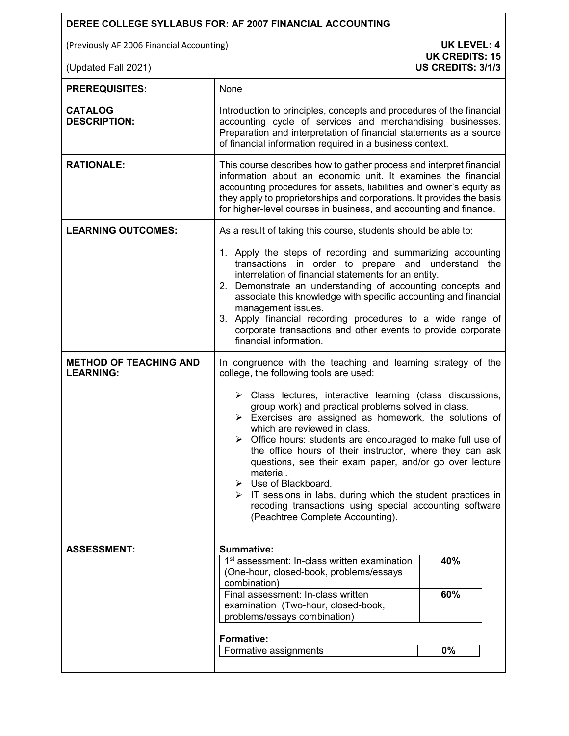# DEREE COLLEGE SYLLABUS FOR: AF 2007 FINANCIAL ACCOUNTING

(Previously AF 2006 Financial Accounting)

(Updated Fall 2021)

**UK LEVEL: 4**
**UK CREDITS: 15**
**US CREDITS: 3/1/3**

| | |
|---|---|
| **PREREQUISITES:** | None |
| **CATALOG DESCRIPTION:** | Introduction to principles, concepts and procedures of the financial accounting cycle of services and merchandising businesses. Preparation and interpretation of financial statements as a source of financial information required in a business context. |
| **RATIONALE:** | This course describes how to gather process and interpret financial information about an economic unit. It examines the financial accounting procedures for assets, liabilities and owner's equity as they apply to proprietorships and corporations. It provides the basis for higher-level courses in business, and accounting and finance. |
| **LEARNING OUTCOMES:** | As a result of taking this course, students should be able to:<br>1. Apply the steps of recording and summarizing accounting transactions in order to prepare and understand the interrelation of financial statements for an entity.<br>2. Demonstrate an understanding of accounting concepts and associate this knowledge with specific accounting and financial management issues.<br>3. Apply financial recording procedures to a wide range of corporate transactions and other events to provide corporate financial information. |
| **METHOD OF TEACHING AND LEARNING:** | In congruence with the teaching and learning strategy of the college, the following tools are used:<br>➢ Class lectures, interactive learning (class discussions, group work) and practical problems solved in class.<br>➢ Exercises are assigned as homework, the solutions of which are reviewed in class.<br>➢ Office hours: students are encouraged to make full use of the office hours of their instructor, where they can ask questions, see their exam paper, and/or go over lecture material.<br>➢ Use of Blackboard.<br>➢ IT sessions in labs, during which the student practices in recoding transactions using special accounting software (Peachtree Complete Accounting). |
| **ASSESSMENT:** | **Summative:**<br>1st assessment: In-class written examination (One-hour, closed-book, problems/essays combination) — **40%**<br>Final assessment: In-class written examination (Two-hour, closed-book, problems/essays combination) — **60%**<br>**Formative:**<br>Formative assignments — **0%** |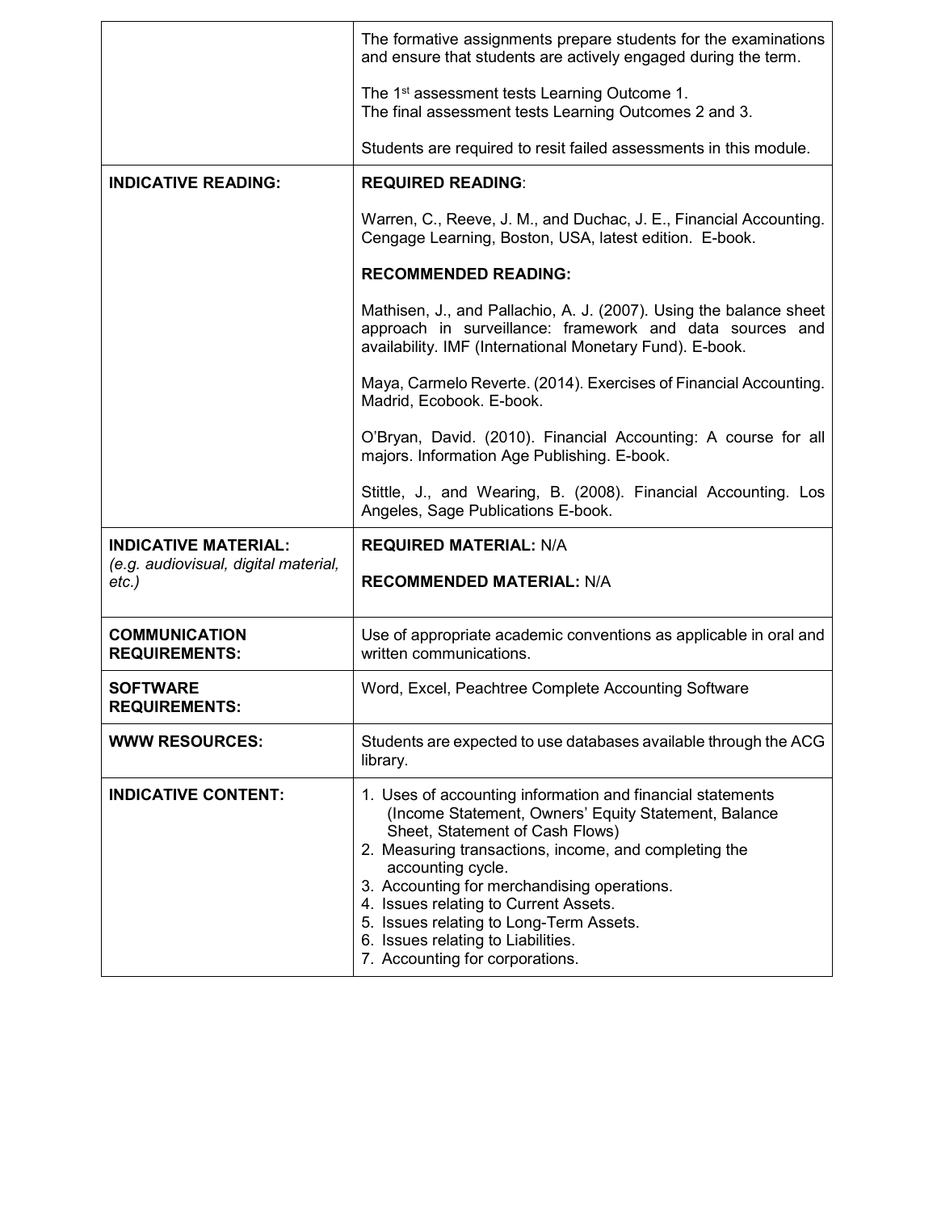| | |
|---|---|
| | The formative assignments prepare students for the examinations and ensure that students are actively engaged during the term.<br><br>The 1st assessment tests Learning Outcome 1.<br>The final assessment tests Learning Outcomes 2 and 3.<br><br>Students are required to resit failed assessments in this module. |
| **INDICATIVE READING:** | **REQUIRED READING**:<br><br>Warren, C., Reeve, J. M., and Duchac, J. E., Financial Accounting. Cengage Learning, Boston, USA, latest edition. E-book.<br><br>**RECOMMENDED READING:**<br><br>Mathisen, J., and Pallachio, A. J. (2007). Using the balance sheet approach in surveillance: framework and data sources and availability. IMF (International Monetary Fund). E-book.<br><br>Maya, Carmelo Reverte. (2014). Exercises of Financial Accounting. Madrid, Ecobook. E-book.<br><br>O'Bryan, David. (2010). Financial Accounting: A course for all majors. Information Age Publishing. E-book.<br><br>Stittle, J., and Wearing, B. (2008). Financial Accounting. Los Angeles, Sage Publications E-book. |
| **INDICATIVE MATERIAL:**<br>*(e.g. audiovisual, digital material, etc.)* | **REQUIRED MATERIAL:** N/A<br><br>**RECOMMENDED MATERIAL:** N/A |
| **COMMUNICATION REQUIREMENTS:** | Use of appropriate academic conventions as applicable in oral and written communications. |
| **SOFTWARE REQUIREMENTS:** | Word, Excel, Peachtree Complete Accounting Software |
| **WWW RESOURCES:** | Students are expected to use databases available through the ACG library. |
| **INDICATIVE CONTENT:** | 1. Uses of accounting information and financial statements (Income Statement, Owners' Equity Statement, Balance Sheet, Statement of Cash Flows)<br>2. Measuring transactions, income, and completing the accounting cycle.<br>3. Accounting for merchandising operations.<br>4. Issues relating to Current Assets.<br>5. Issues relating to Long-Term Assets.<br>6. Issues relating to Liabilities.<br>7. Accounting for corporations. |